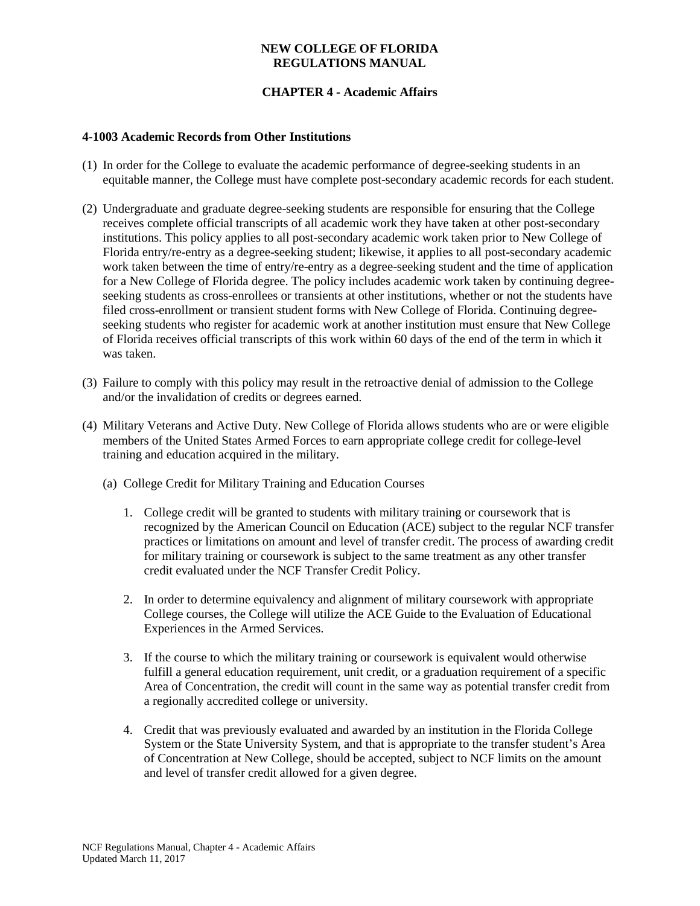# NEW COLLEGE OF FLORIDA
# REGULATIONS MANUAL

## CHAPTER 4 - Academic Affairs

### 4-1003 Academic Records from Other Institutions

(1) In order for the College to evaluate the academic performance of degree-seeking students in an equitable manner, the College must have complete post-secondary academic records for each student.

(2) Undergraduate and graduate degree-seeking students are responsible for ensuring that the College receives complete official transcripts of all academic work they have taken at other post-secondary institutions. This policy applies to all post-secondary academic work taken prior to New College of Florida entry/re-entry as a degree-seeking student; likewise, it applies to all post-secondary academic work taken between the time of entry/re-entry as a degree-seeking student and the time of application for a New College of Florida degree. The policy includes academic work taken by continuing degree-seeking students as cross-enrollees or transients at other institutions, whether or not the students have filed cross-enrollment or transient student forms with New College of Florida. Continuing degree-seeking students who register for academic work at another institution must ensure that New College of Florida receives official transcripts of this work within 60 days of the end of the term in which it was taken.

(3) Failure to comply with this policy may result in the retroactive denial of admission to the College and/or the invalidation of credits or degrees earned.

(4) Military Veterans and Active Duty. New College of Florida allows students who are or were eligible members of the United States Armed Forces to earn appropriate college credit for college-level training and education acquired in the military.

  (a) College Credit for Military Training and Education Courses

   1. College credit will be granted to students with military training or coursework that is recognized by the American Council on Education (ACE) subject to the regular NCF transfer practices or limitations on amount and level of transfer credit. The process of awarding credit for military training or coursework is subject to the same treatment as any other transfer credit evaluated under the NCF Transfer Credit Policy.

   2. In order to determine equivalency and alignment of military coursework with appropriate College courses, the College will utilize the ACE Guide to the Evaluation of Educational Experiences in the Armed Services.

   3. If the course to which the military training or coursework is equivalent would otherwise fulfill a general education requirement, unit credit, or a graduation requirement of a specific Area of Concentration, the credit will count in the same way as potential transfer credit from a regionally accredited college or university.

   4. Credit that was previously evaluated and awarded by an institution in the Florida College System or the State University System, and that is appropriate to the transfer student's Area of Concentration at New College, should be accepted, subject to NCF limits on the amount and level of transfer credit allowed for a given degree.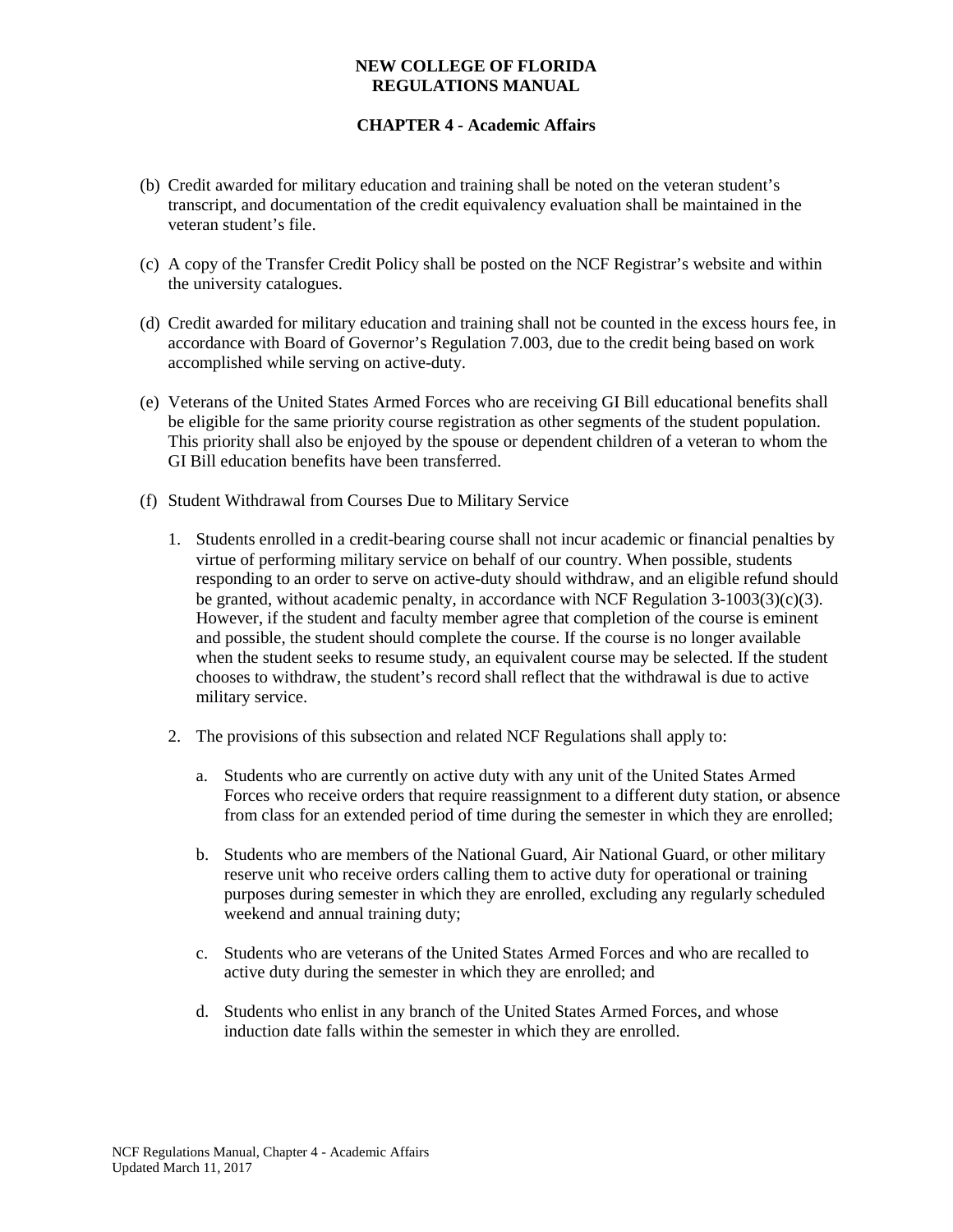(b) Credit awarded for military education and training shall be noted on the veteran student's transcript, and documentation of the credit equivalency evaluation shall be maintained in the veteran student's file.

(c) A copy of the Transfer Credit Policy shall be posted on the NCF Registrar's website and within the university catalogues.

(d) Credit awarded for military education and training shall not be counted in the excess hours fee, in accordance with Board of Governor's Regulation 7.003, due to the credit being based on work accomplished while serving on active-duty.

(e) Veterans of the United States Armed Forces who are receiving GI Bill educational benefits shall be eligible for the same priority course registration as other segments of the student population. This priority shall also be enjoyed by the spouse or dependent children of a veteran to whom the GI Bill education benefits have been transferred.

(f) Student Withdrawal from Courses Due to Military Service

1. Students enrolled in a credit-bearing course shall not incur academic or financial penalties by virtue of performing military service on behalf of our country. When possible, students responding to an order to serve on active-duty should withdraw, and an eligible refund should be granted, without academic penalty, in accordance with NCF Regulation 3-1003(3)(c)(3). However, if the student and faculty member agree that completion of the course is eminent and possible, the student should complete the course. If the course is no longer available when the student seeks to resume study, an equivalent course may be selected. If the student chooses to withdraw, the student's record shall reflect that the withdrawal is due to active military service.

2. The provisions of this subsection and related NCF Regulations shall apply to:

   a. Students who are currently on active duty with any unit of the United States Armed Forces who receive orders that require reassignment to a different duty station, or absence from class for an extended period of time during the semester in which they are enrolled;

   b. Students who are members of the National Guard, Air National Guard, or other military reserve unit who receive orders calling them to active duty for operational or training purposes during semester in which they are enrolled, excluding any regularly scheduled weekend and annual training duty;

   c. Students who are veterans of the United States Armed Forces and who are recalled to active duty during the semester in which they are enrolled; and

   d. Students who enlist in any branch of the United States Armed Forces, and whose induction date falls within the semester in which they are enrolled.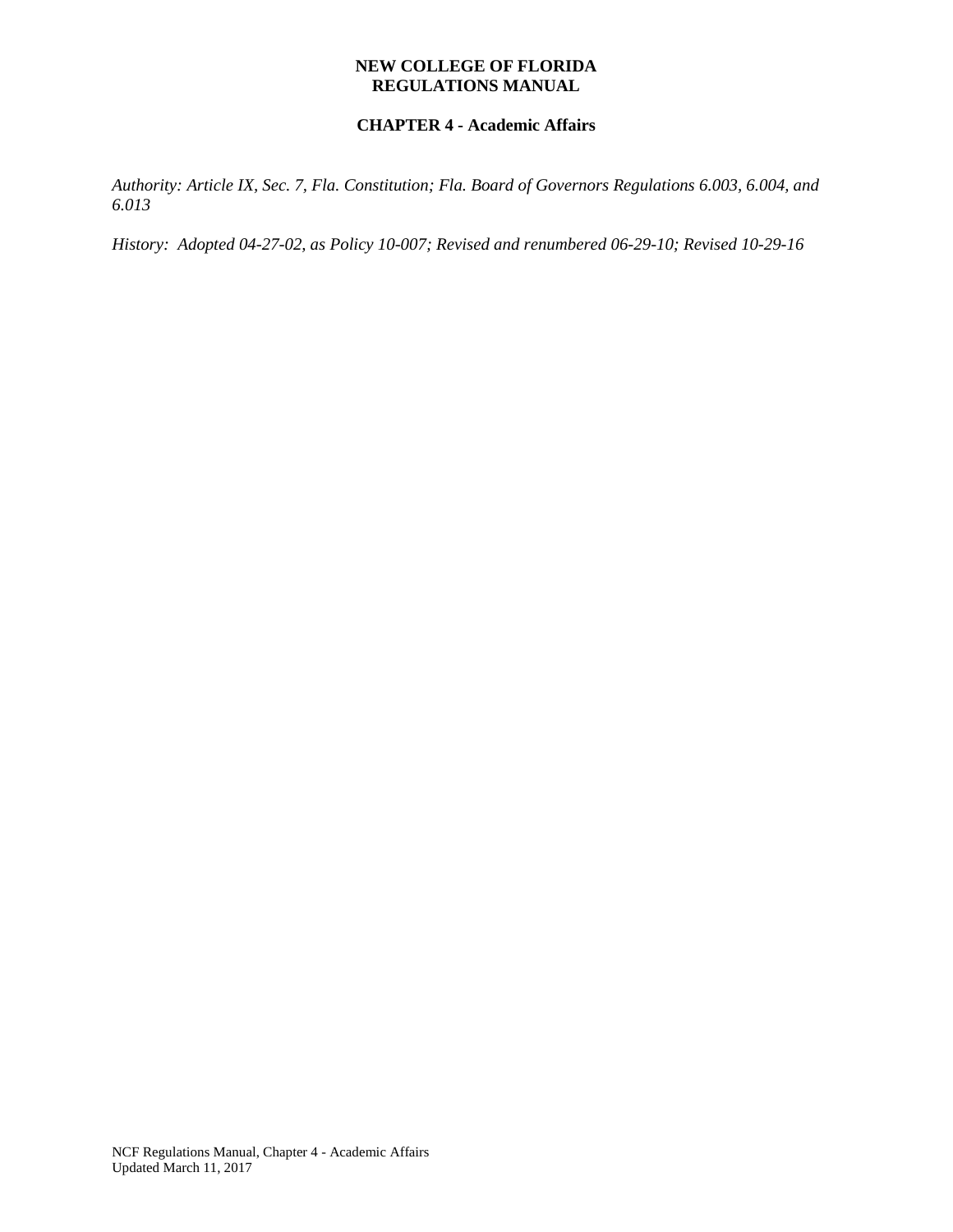**NEW COLLEGE OF FLORIDA**
**REGULATIONS MANUAL**

**CHAPTER 4 - Academic Affairs**

*Authority: Article IX, Sec. 7, Fla. Constitution; Fla. Board of Governors Regulations 6.003, 6.004, and 6.013*

*History: Adopted 04-27-02, as Policy 10-007; Revised and renumbered 06-29-10; Revised 10-29-16*